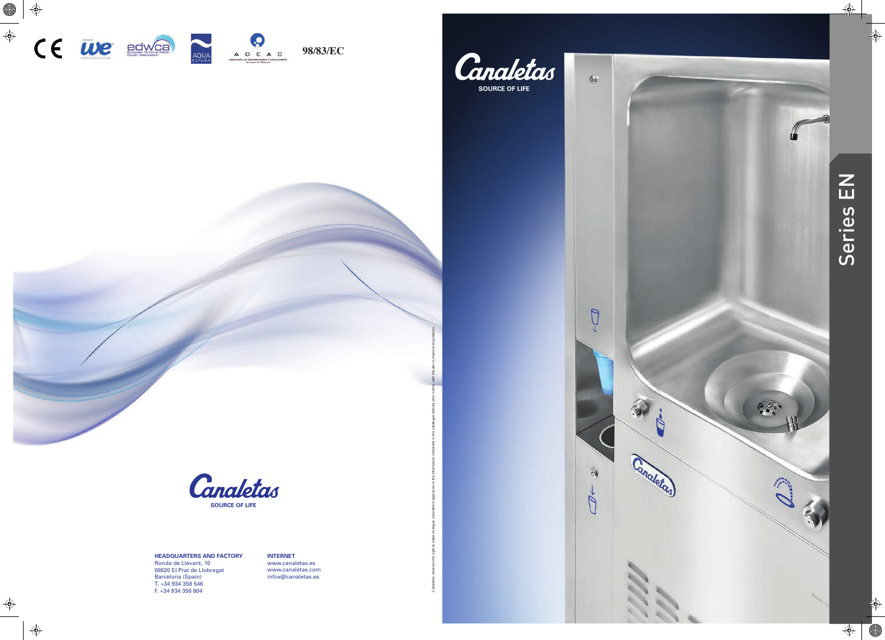98/83/EC

Canaletas

SOURCE OF LIFE

**HEADQUARTERS AND FACTORY**
Ronda de Llevant, 10
08820 El Prat de Llobregat
Barcelona (Spain)
T. +34 934 358 546
F. +34 934 350 604

**INTERNET**
www.canaletas.es
www.canaletas.com
infox@canaletas.es

Canaletas reserves the right to make changes considered opportune to the information contained in the catalogue without prior notice, with the aim to improve its products.

Canaletas

SOURCE OF LIFE

# Series EN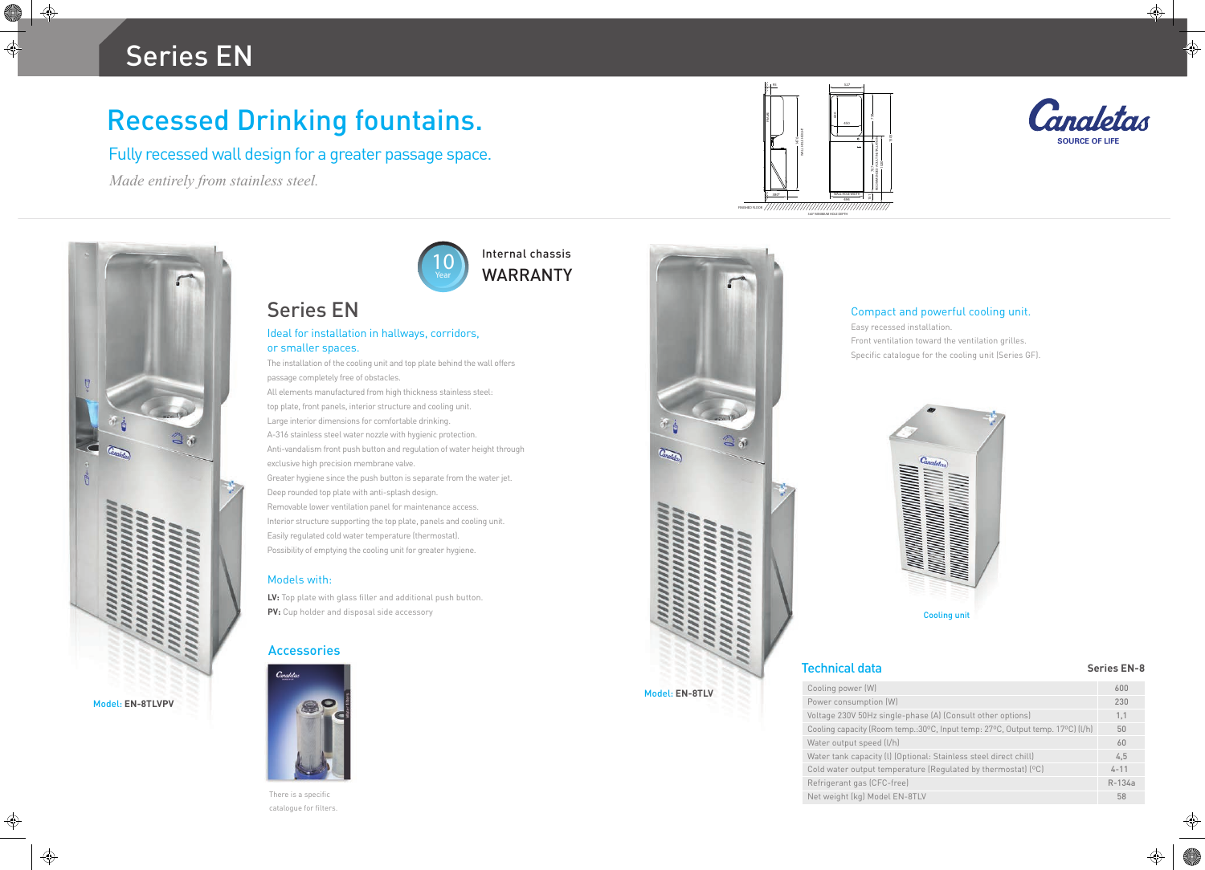# Series EN

## Recessed Drinking fountains.

### Fully recessed wall design for a greater passage space.

*Made entirely from stainless steel.*

Canaletas
SOURCE OF LIFE

10 Year
Internal chassis
WARRANTY

## Series EN

### Ideal for installation in hallways, corridors, or smaller spaces.

The installation of the cooling unit and top plate behind the wall offers passage completely free of obstacles.
All elements manufactured from high thickness stainless steel: top plate, front panels, interior structure and cooling unit.
Large interior dimensions for comfortable drinking.
A-316 stainless steel water nozzle with hygienic protection.
Anti-vandalism front push button and regulation of water height through exclusive high precision membrane valve.
Greater hygiene since the push button is separate from the water jet.
Deep rounded top plate with anti-splash design.
Removable lower ventilation panel for maintenance access.
Interior structure supporting the top plate, panels and cooling unit.
Easily regulated cold water temperature (thermostat).
Possibility of emptying the cooling unit for greater hygiene.

### Models with:

**LV:** Top plate with glass filler and additional push button.
**PV:** Cup holder and disposal side accessory

### Accessories

There is a specific catalogue for filters.

Model: **EN-8TLVPV**

Model: **EN-8TLV**

### Compact and powerful cooling unit.

Easy recessed installation.
Front ventilation toward the ventilation grilles.
Specific catalogue for the cooling unit (Series GF).

Cooling unit

### Technical data

| Series EN-8 | |
|---|---|
| Cooling power (W) | 600 |
| Power consumption (W) | 230 |
| Voltage 230V 50Hz single-phase (A) (Consult other options) | 1,1 |
| Cooling capacity (Room temp.:30ºC, Input temp: 27ºC, Output temp. 17ºC) (l/h) | 50 |
| Water output speed (l/h) | 60 |
| Water tank capacity (l) (Optional: Stainless steel direct chill) | 4,5 |
| Cold water output temperature (Regulated by thermostat) (ºC) | 4-11 |
| Refrigerant gas (CFC-free) | R-134a |
| Net weight (kg) Model EN-8TLV | 58 |